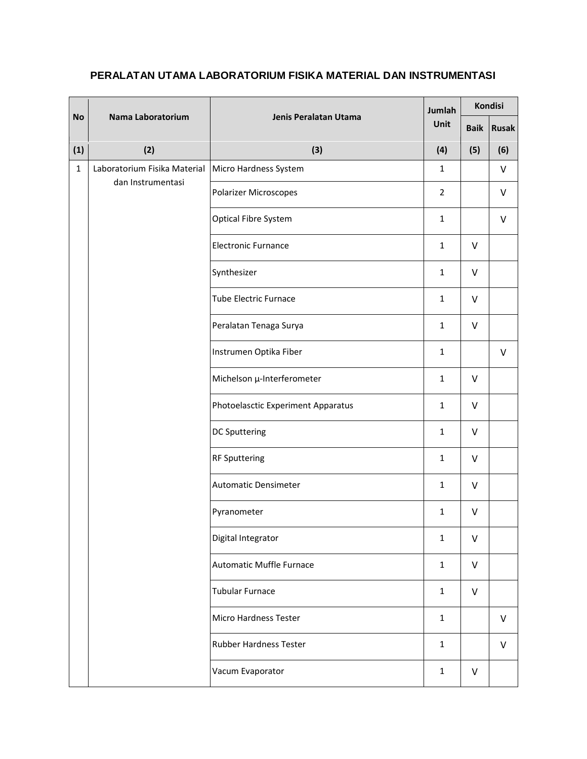# PERALATAN UTAMA LABORATORIUM FISIKA MATERIAL DAN INSTRUMENTASI

| No | Nama Laboratorium | Jenis Peralatan Utama | Jumlah Unit | Kondisi | |
|---|---|---|---|---|---|
| | | | | Baik | Rusak |
| (1) | (2) | (3) | (4) | (5) | (6) |
| 1 | Laboratorium Fisika Material dan Instrumentasi | Micro Hardness System | 1 | | V |
| | | Polarizer Microscopes | 2 | | V |
| | | Optical Fibre System | 1 | | V |
| | | Electronic Furnance | 1 | V | |
| | | Synthesizer | 1 | V | |
| | | Tube Electric Furnace | 1 | V | |
| | | Peralatan Tenaga Surya | 1 | V | |
| | | Instrumen Optika Fiber | 1 | | V |
| | | Michelson μ-Interferometer | 1 | V | |
| | | Photoelasctic Experiment Apparatus | 1 | V | |
| | | DC Sputtering | 1 | V | |
| | | RF Sputtering | 1 | V | |
| | | Automatic Densimeter | 1 | V | |
| | | Pyranometer | 1 | V | |
| | | Digital Integrator | 1 | V | |
| | | Automatic Muffle Furnace | 1 | V | |
| | | Tubular Furnace | 1 | V | |
| | | Micro Hardness Tester | 1 | | V |
| | | Rubber Hardness Tester | 1 | | V |
| | | Vacum Evaporator | 1 | V | |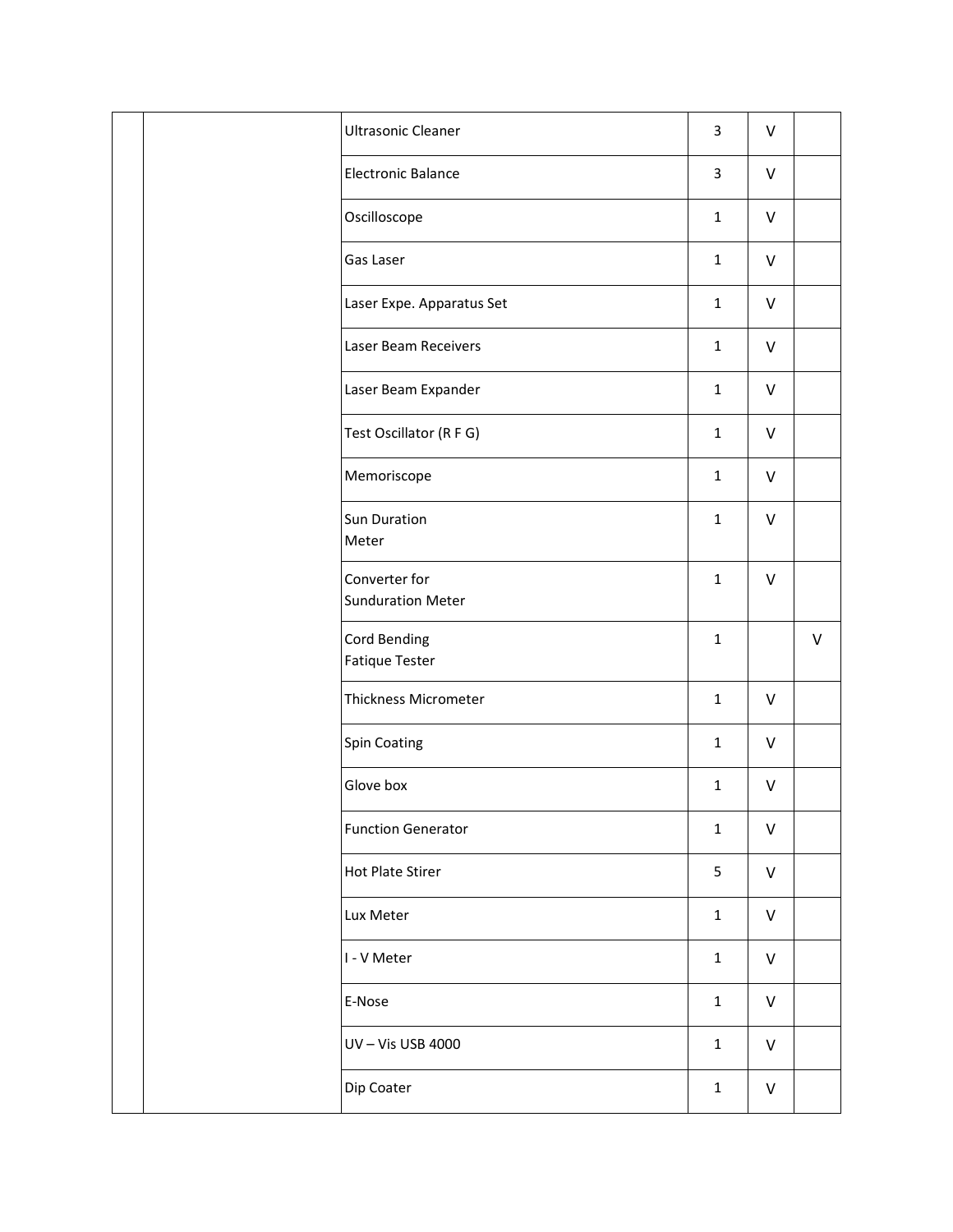| | | | | | |
|---|---|---|---|---|---|
| | | Ultrasonic Cleaner | 3 | V | |
| | | Electronic Balance | 3 | V | |
| | | Oscilloscope | 1 | V | |
| | | Gas Laser | 1 | V | |
| | | Laser Expe. Apparatus Set | 1 | V | |
| | | Laser Beam Receivers | 1 | V | |
| | | Laser Beam Expander | 1 | V | |
| | | Test Oscillator (R F G) | 1 | V | |
| | | Memoriscope | 1 | V | |
| | | Sun Duration Meter | 1 | V | |
| | | Converter for Sunduration Meter | 1 | V | |
| | | Cord Bending Fatique Tester | 1 | | V |
| | | Thickness Micrometer | 1 | V | |
| | | Spin Coating | 1 | V | |
| | | Glove box | 1 | V | |
| | | Function Generator | 1 | V | |
| | | Hot Plate Stirer | 5 | V | |
| | | Lux Meter | 1 | V | |
| | | I - V Meter | 1 | V | |
| | | E-Nose | 1 | V | |
| | | UV – Vis USB 4000 | 1 | V | |
| | | Dip Coater | 1 | V | |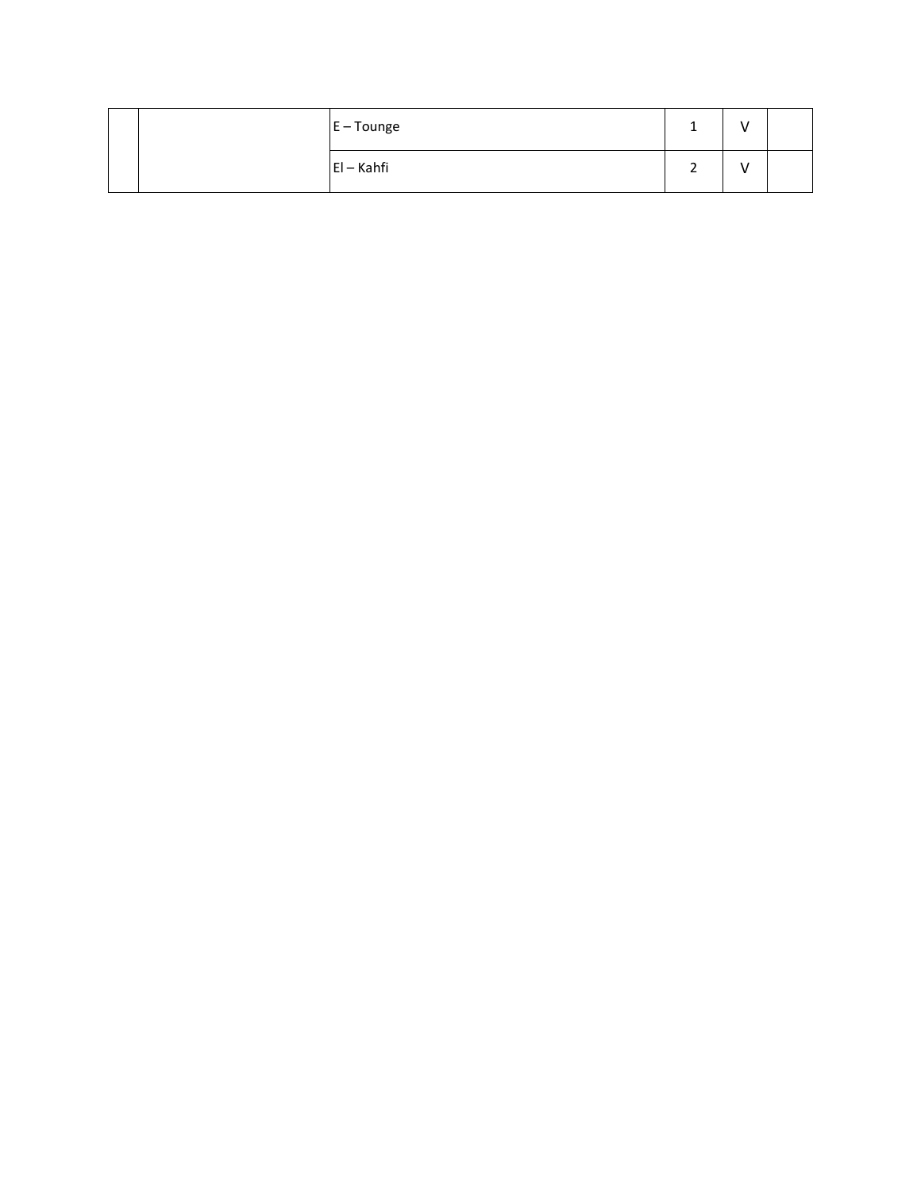| | | | | | |
|---|---|---|---|---|---|
| | | E – Tounge | 1 | V | |
| | | El – Kahfi | 2 | V | |